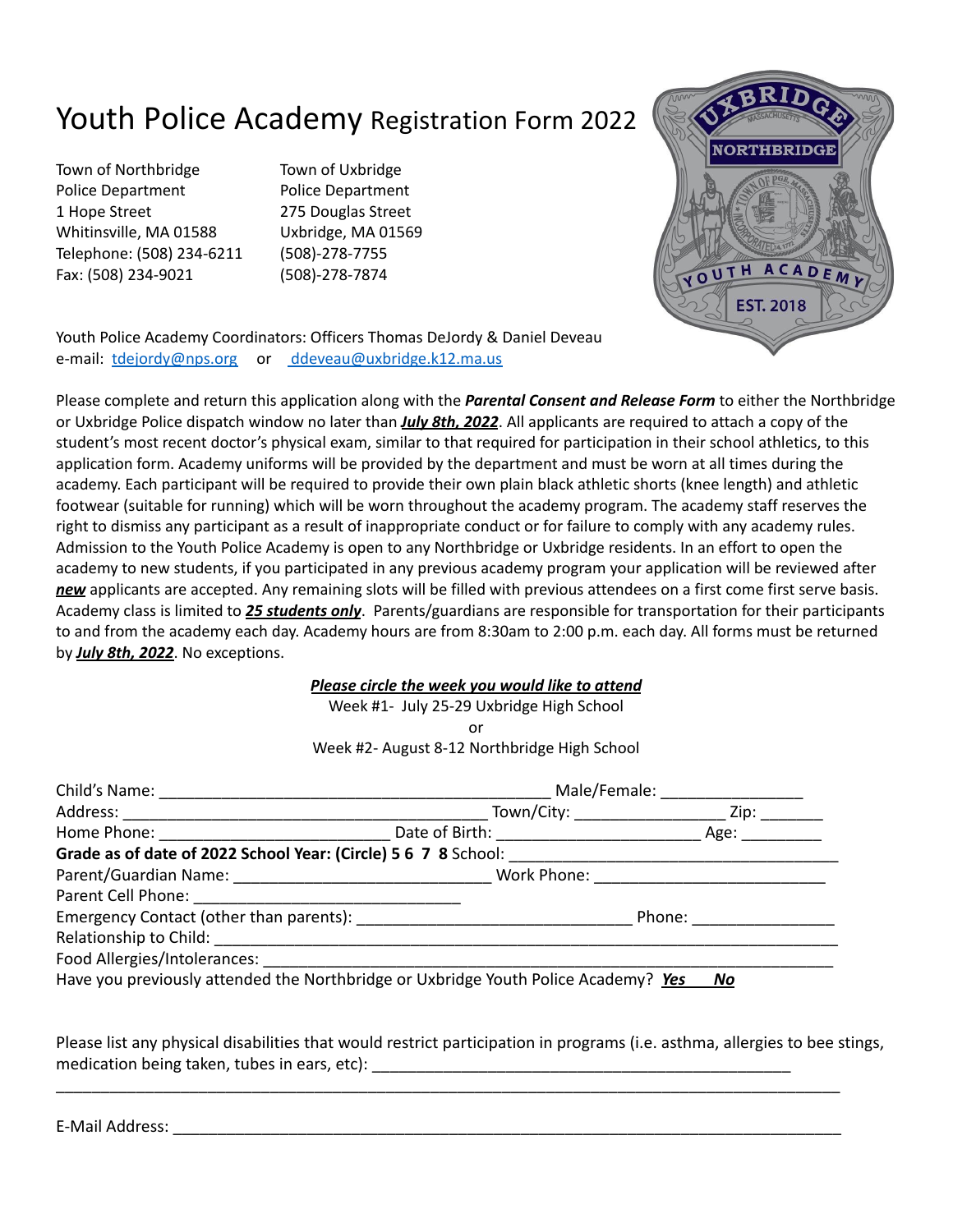# Youth Police Academy Registration Form 2022

Town of Northbridge
Police Department
1 Hope Street
Whitinsville, MA 01588
Telephone: (508) 234-6211
Fax: (508) 234-9021

Town of Uxbridge
Police Department
275 Douglas Street
Uxbridge, MA 01569
(508)-278-7755
(508)-278-7874

Youth Police Academy Coordinators: Officers Thomas DeJordy & Daniel Deveau
e-mail: tdejordy@nps.org or ddeveau@uxbridge.k12.ma.us

Please complete and return this application along with the ***Parental Consent and Release Form*** to either the Northbridge or Uxbridge Police dispatch window no later than ***July 8th, 2022***. All applicants are required to attach a copy of the student's most recent doctor's physical exam, similar to that required for participation in their school athletics, to this application form. Academy uniforms will be provided by the department and must be worn at all times during the academy. Each participant will be required to provide their own plain black athletic shorts (knee length) and athletic footwear (suitable for running) which will be worn throughout the academy program. The academy staff reserves the right to dismiss any participant as a result of inappropriate conduct or for failure to comply with any academy rules. Admission to the Youth Police Academy is open to any Northbridge or Uxbridge residents. In an effort to open the academy to new students, if you participated in any previous academy program your application will be reviewed after ***new*** applicants are accepted. Any remaining slots will be filled with previous attendees on a first come first serve basis. Academy class is limited to ***25 students only***. Parents/guardians are responsible for transportation for their participants to and from the academy each day. Academy hours are from 8:30am to 2:00 p.m. each day. All forms must be returned by ***July 8th, 2022***. No exceptions.

***Please circle the week you would like to attend***

Week #1- July 25-29 Uxbridge High School

or

Week #2- August 8-12 Northbridge High School

Child's Name: ____________________________________________ Male/Female: ________________

Address: __________________________________________ Town/City: _________________ Zip: _______

Home Phone: ___________________________ Date of Birth: _______________________ Age: _________

**Grade as of date of 2022 School Year: (Circle) 5 6 7 8** School: _____________________________________

Parent/Guardian Name: _____________________________ Work Phone: __________________________

Parent Cell Phone: ______________________________

Emergency Contact (other than parents): _______________________________ Phone: ________________

Relationship to Child: _______________________________________________________________________

Food Allergies/Intolerances: __________________________________________________________________

Have you previously attended the Northbridge or Uxbridge Youth Police Academy? ***Yes*** ***No***

Please list any physical disabilities that would restrict participation in programs (i.e. asthma, allergies to bee stings, medication being taken, tubes in ears, etc): _______________________________________________

_________________________________________________________________________________________

E-Mail Address: ___________________________________________________________________________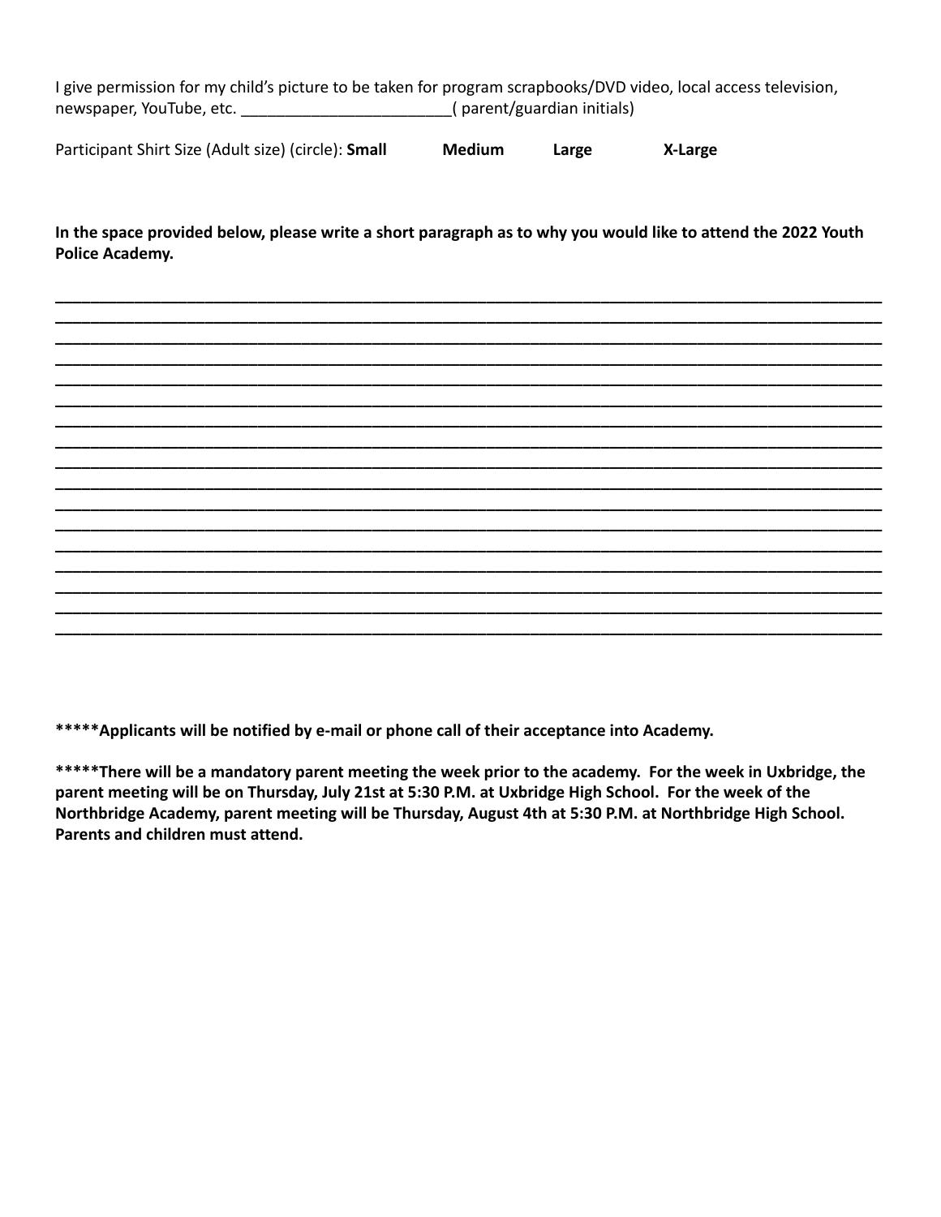I give permission for my child's picture to be taken for program scrapbooks/DVD video, local access television, newspaper, YouTube, etc. ________________________( parent/guardian initials)

Participant Shirt Size (Adult size) (circle): **Small** **Medium** **Large** **X-Large**

**In the space provided below, please write a short paragraph as to why you would like to attend the 2022 Youth Police Academy.**

_______________________________________________________________________________________________
_______________________________________________________________________________________________
_______________________________________________________________________________________________
_______________________________________________________________________________________________
_______________________________________________________________________________________________
_______________________________________________________________________________________________
_______________________________________________________________________________________________
_______________________________________________________________________________________________
_______________________________________________________________________________________________
_______________________________________________________________________________________________
_______________________________________________________________________________________________
_______________________________________________________________________________________________
_______________________________________________________________________________________________
_______________________________________________________________________________________________
_______________________________________________________________________________________________
_______________________________________________________________________________________________
_______________________________________________________________________________________________

**\*\*\*\*\*Applicants will be notified by e-mail or phone call of their acceptance into Academy.**

**\*\*\*\*\*There will be a mandatory parent meeting the week prior to the academy. For the week in Uxbridge, the parent meeting will be on Thursday, July 21st at 5:30 P.M. at Uxbridge High School. For the week of the Northbridge Academy, parent meeting will be Thursday, August 4th at 5:30 P.M. at Northbridge High School. Parents and children must attend.**